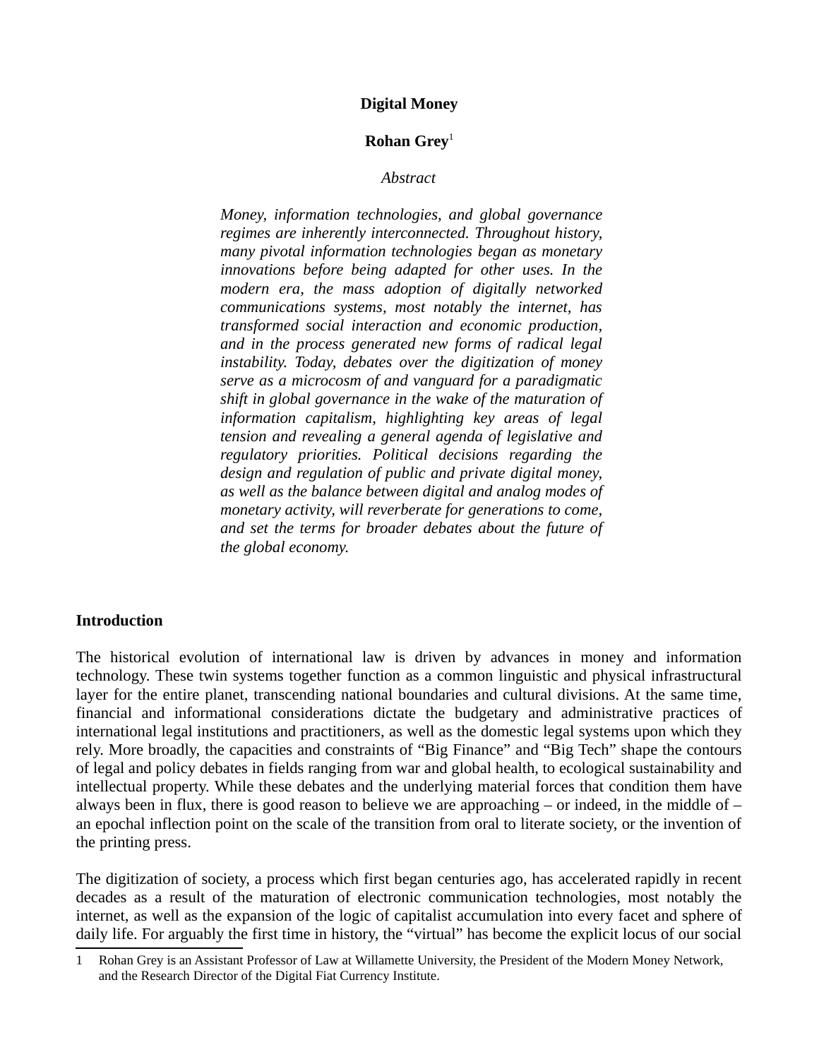# Digital Money

**Rohan Grey**[1]

*Abstract*

*Money, information technologies, and global governance regimes are inherently interconnected. Throughout history, many pivotal information technologies began as monetary innovations before being adapted for other uses. In the modern era, the mass adoption of digitally networked communications systems, most notably the internet, has transformed social interaction and economic production, and in the process generated new forms of radical legal instability. Today, debates over the digitization of money serve as a microcosm of and vanguard for a paradigmatic shift in global governance in the wake of the maturation of information capitalism, highlighting key areas of legal tension and revealing a general agenda of legislative and regulatory priorities. Political decisions regarding the design and regulation of public and private digital money, as well as the balance between digital and analog modes of monetary activity, will reverberate for generations to come, and set the terms for broader debates about the future of the global economy.*

## Introduction

The historical evolution of international law is driven by advances in money and information technology. These twin systems together function as a common linguistic and physical infrastructural layer for the entire planet, transcending national boundaries and cultural divisions. At the same time, financial and informational considerations dictate the budgetary and administrative practices of international legal institutions and practitioners, as well as the domestic legal systems upon which they rely. More broadly, the capacities and constraints of "Big Finance" and "Big Tech" shape the contours of legal and policy debates in fields ranging from war and global health, to ecological sustainability and intellectual property. While these debates and the underlying material forces that condition them have always been in flux, there is good reason to believe we are approaching – or indeed, in the middle of – an epochal inflection point on the scale of the transition from oral to literate society, or the invention of the printing press.

The digitization of society, a process which first began centuries ago, has accelerated rapidly in recent decades as a result of the maturation of electronic communication technologies, most notably the internet, as well as the expansion of the logic of capitalist accumulation into every facet and sphere of daily life. For arguably the first time in history, the "virtual" has become the explicit locus of our social

[1] Rohan Grey is an Assistant Professor of Law at Willamette University, the President of the Modern Money Network, and the Research Director of the Digital Fiat Currency Institute.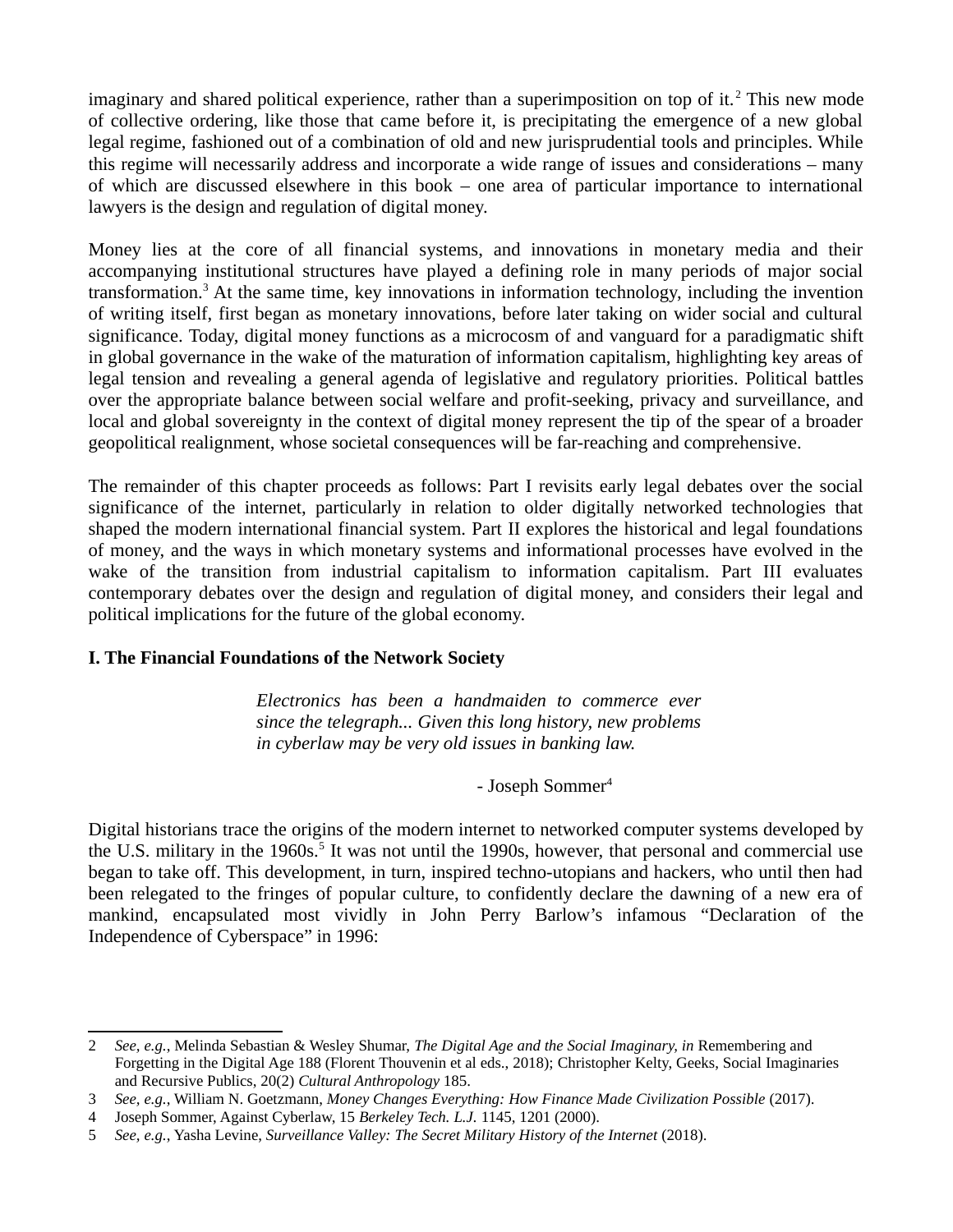imaginary and shared political experience, rather than a superimposition on top of it.[2] This new mode of collective ordering, like those that came before it, is precipitating the emergence of a new global legal regime, fashioned out of a combination of old and new jurisprudential tools and principles. While this regime will necessarily address and incorporate a wide range of issues and considerations – many of which are discussed elsewhere in this book – one area of particular importance to international lawyers is the design and regulation of digital money.

Money lies at the core of all financial systems, and innovations in monetary media and their accompanying institutional structures have played a defining role in many periods of major social transformation.[3] At the same time, key innovations in information technology, including the invention of writing itself, first began as monetary innovations, before later taking on wider social and cultural significance. Today, digital money functions as a microcosm of and vanguard for a paradigmatic shift in global governance in the wake of the maturation of information capitalism, highlighting key areas of legal tension and revealing a general agenda of legislative and regulatory priorities. Political battles over the appropriate balance between social welfare and profit-seeking, privacy and surveillance, and local and global sovereignty in the context of digital money represent the tip of the spear of a broader geopolitical realignment, whose societal consequences will be far-reaching and comprehensive.

The remainder of this chapter proceeds as follows: Part I revisits early legal debates over the social significance of the internet, particularly in relation to older digitally networked technologies that shaped the modern international financial system. Part II explores the historical and legal foundations of money, and the ways in which monetary systems and informational processes have evolved in the wake of the transition from industrial capitalism to information capitalism. Part III evaluates contemporary debates over the design and regulation of digital money, and considers their legal and political implications for the future of the global economy.

## I. The Financial Foundations of the Network Society

> *Electronics has been a handmaiden to commerce ever since the telegraph... Given this long history, new problems in cyberlaw may be very old issues in banking law.*
>
> - Joseph Sommer[4]

Digital historians trace the origins of the modern internet to networked computer systems developed by the U.S. military in the 1960s.[5] It was not until the 1990s, however, that personal and commercial use began to take off. This development, in turn, inspired techno-utopians and hackers, who until then had been relegated to the fringes of popular culture, to confidently declare the dawning of a new era of mankind, encapsulated most vividly in John Perry Barlow's infamous "Declaration of the Independence of Cyberspace" in 1996:

---

2 *See, e.g.*, Melinda Sebastian & Wesley Shumar, *The Digital Age and the Social Imaginary, in* Remembering and Forgetting in the Digital Age 188 (Florent Thouvenin et al eds., 2018); Christopher Kelty, Geeks, Social Imaginaries and Recursive Publics, 20(2) *Cultural Anthropology* 185.

3 *See, e.g.*, William N. Goetzmann, *Money Changes Everything: How Finance Made Civilization Possible* (2017).

4 Joseph Sommer, Against Cyberlaw, 15 *Berkeley Tech. L.J.* 1145, 1201 (2000).

5 *See, e.g.*, Yasha Levine, *Surveillance Valley: The Secret Military History of the Internet* (2018).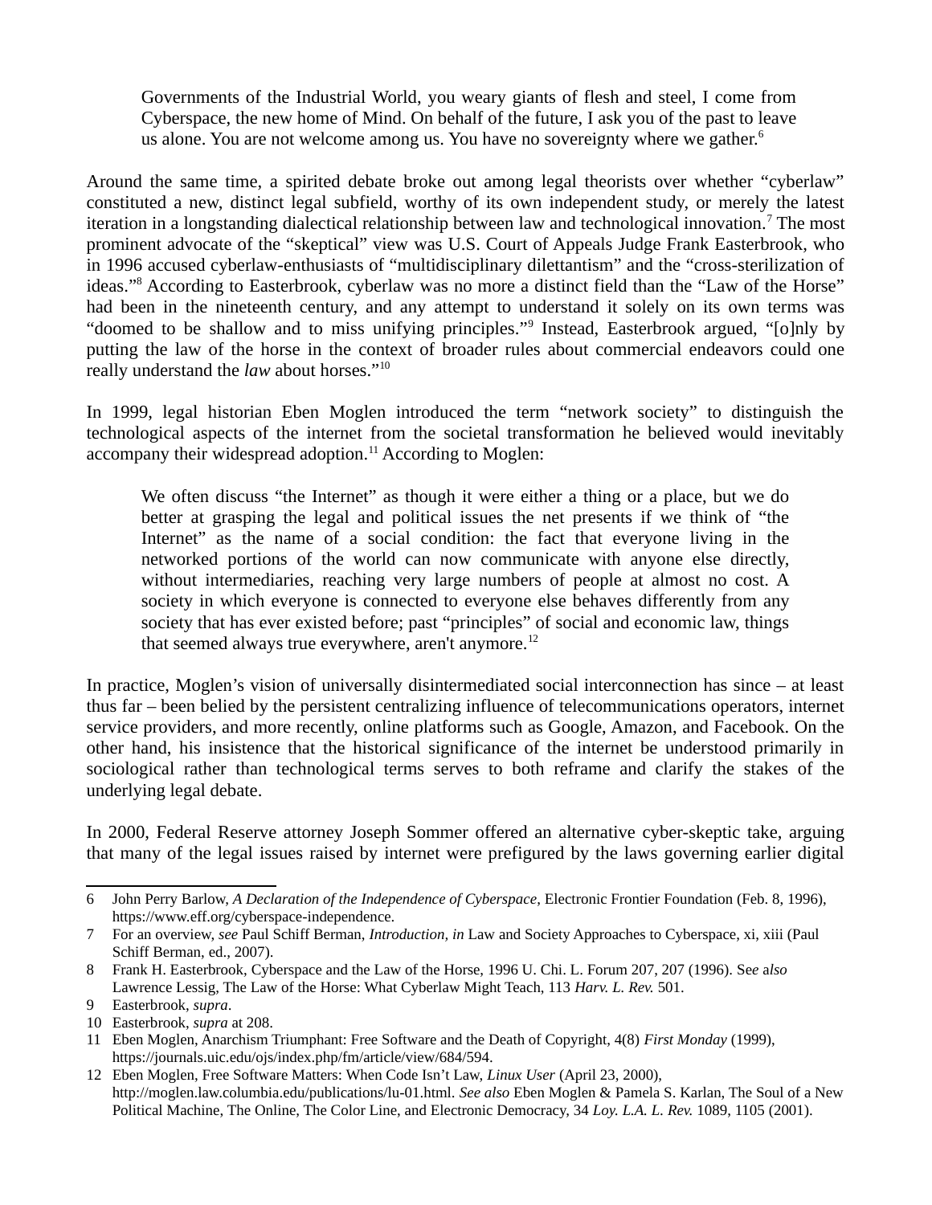> Governments of the Industrial World, you weary giants of flesh and steel, I come from Cyberspace, the new home of Mind. On behalf of the future, I ask you of the past to leave us alone. You are not welcome among us. You have no sovereignty where we gather.[6]

Around the same time, a spirited debate broke out among legal theorists over whether "cyberlaw" constituted a new, distinct legal subfield, worthy of its own independent study, or merely the latest iteration in a longstanding dialectical relationship between law and technological innovation.[7] The most prominent advocate of the "skeptical" view was U.S. Court of Appeals Judge Frank Easterbrook, who in 1996 accused cyberlaw-enthusiasts of "multidisciplinary dilettantism" and the "cross-sterilization of ideas."[8] According to Easterbrook, cyberlaw was no more a distinct field than the "Law of the Horse" had been in the nineteenth century, and any attempt to understand it solely on its own terms was "doomed to be shallow and to miss unifying principles."[9] Instead, Easterbrook argued, "[o]nly by putting the law of the horse in the context of broader rules about commercial endeavors could one really understand the *law* about horses."[10]

In 1999, legal historian Eben Moglen introduced the term "network society" to distinguish the technological aspects of the internet from the societal transformation he believed would inevitably accompany their widespread adoption.[11] According to Moglen:

> We often discuss "the Internet" as though it were either a thing or a place, but we do better at grasping the legal and political issues the net presents if we think of "the Internet" as the name of a social condition: the fact that everyone living in the networked portions of the world can now communicate with anyone else directly, without intermediaries, reaching very large numbers of people at almost no cost. A society in which everyone is connected to everyone else behaves differently from any society that has ever existed before; past "principles" of social and economic law, things that seemed always true everywhere, aren't anymore.[12]

In practice, Moglen's vision of universally disintermediated social interconnection has since – at least thus far – been belied by the persistent centralizing influence of telecommunications operators, internet service providers, and more recently, online platforms such as Google, Amazon, and Facebook. On the other hand, his insistence that the historical significance of the internet be understood primarily in sociological rather than technological terms serves to both reframe and clarify the stakes of the underlying legal debate.

In 2000, Federal Reserve attorney Joseph Sommer offered an alternative cyber-skeptic take, arguing that many of the legal issues raised by internet were prefigured by the laws governing earlier digital

---

6 John Perry Barlow, *A Declaration of the Independence of Cyberspace*, Electronic Frontier Foundation (Feb. 8, 1996), https://www.eff.org/cyberspace-independence.

7 For an overview, *see* Paul Schiff Berman, *Introduction, in* Law and Society Approaches to Cyberspace, xi, xiii (Paul Schiff Berman, ed., 2007).

8 Frank H. Easterbrook, Cyberspace and the Law of the Horse, 1996 U. Chi. L. Forum 207, 207 (1996). S*ee also* Lawrence Lessig, The Law of the Horse: What Cyberlaw Might Teach, 113 *Harv. L. Rev.* 501.

9 Easterbrook, *supra*.

10 Easterbrook, *supra* at 208.

11 Eben Moglen, Anarchism Triumphant: Free Software and the Death of Copyright, 4(8) *First Monday* (1999), https://journals.uic.edu/ojs/index.php/fm/article/view/684/594.

12 Eben Moglen, Free Software Matters: When Code Isn't Law, *Linux User* (April 23, 2000), http://moglen.law.columbia.edu/publications/lu-01.html. *See also* Eben Moglen & Pamela S. Karlan, The Soul of a New Political Machine, The Online, The Color Line, and Electronic Democracy, 34 *Loy. L.A. L. Rev.* 1089, 1105 (2001).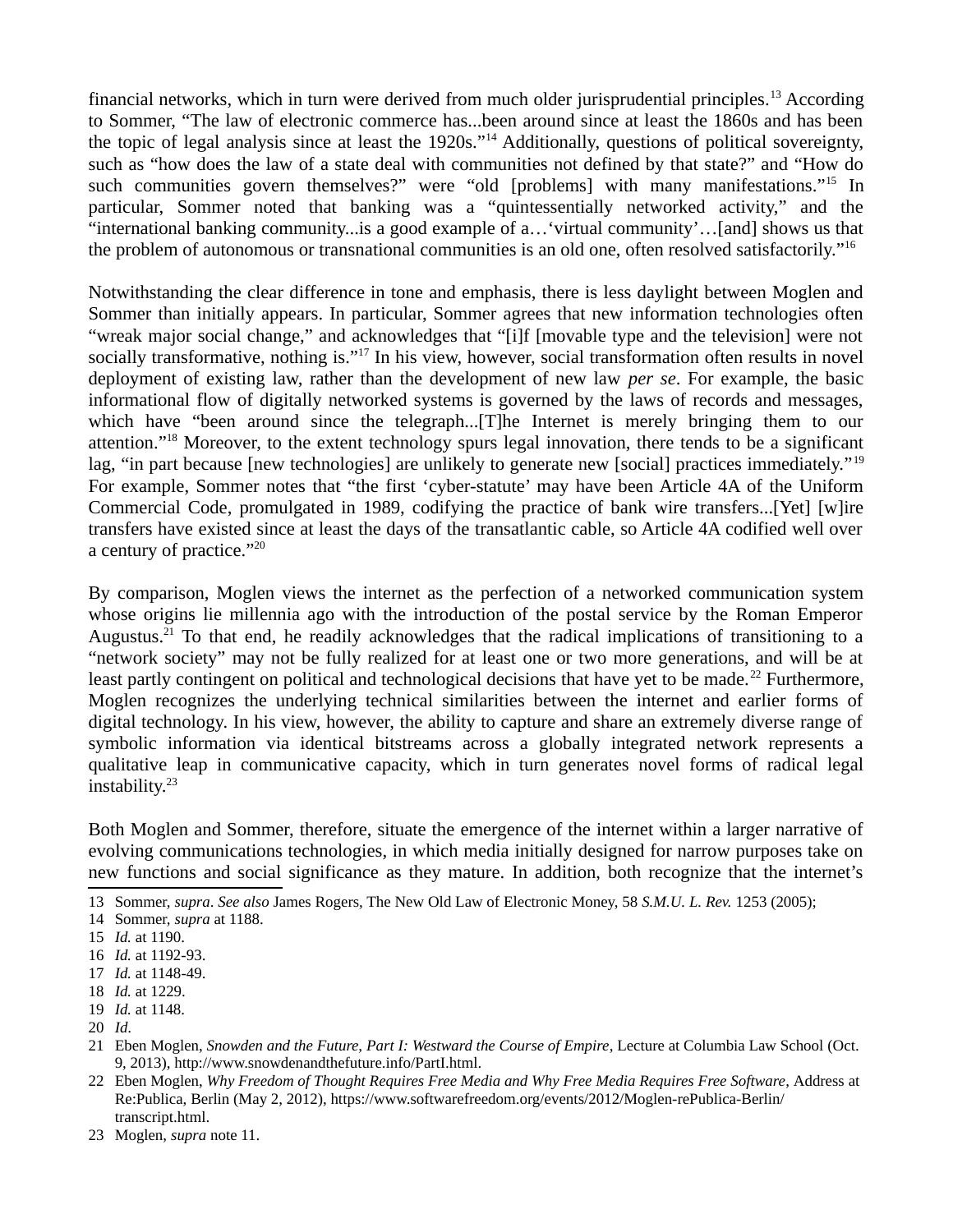financial networks, which in turn were derived from much older jurisprudential principles.[13] According to Sommer, "The law of electronic commerce has...been around since at least the 1860s and has been the topic of legal analysis since at least the 1920s."[14] Additionally, questions of political sovereignty, such as "how does the law of a state deal with communities not defined by that state?" and "How do such communities govern themselves?" were "old [problems] with many manifestations."[15] In particular, Sommer noted that banking was a "quintessentially networked activity," and the "international banking community...is a good example of a…'virtual community'…[and] shows us that the problem of autonomous or transnational communities is an old one, often resolved satisfactorily."[16]

Notwithstanding the clear difference in tone and emphasis, there is less daylight between Moglen and Sommer than initially appears. In particular, Sommer agrees that new information technologies often "wreak major social change," and acknowledges that "[i]f [movable type and the television] were not socially transformative, nothing is."[17] In his view, however, social transformation often results in novel deployment of existing law, rather than the development of new law *per se*. For example, the basic informational flow of digitally networked systems is governed by the laws of records and messages, which have "been around since the telegraph...[T]he Internet is merely bringing them to our attention."[18] Moreover, to the extent technology spurs legal innovation, there tends to be a significant lag, "in part because [new technologies] are unlikely to generate new [social] practices immediately."[19] For example, Sommer notes that "the first 'cyber-statute' may have been Article 4A of the Uniform Commercial Code, promulgated in 1989, codifying the practice of bank wire transfers...[Yet] [w]ire transfers have existed since at least the days of the transatlantic cable, so Article 4A codified well over a century of practice."[20]

By comparison, Moglen views the internet as the perfection of a networked communication system whose origins lie millennia ago with the introduction of the postal service by the Roman Emperor Augustus.[21] To that end, he readily acknowledges that the radical implications of transitioning to a "network society" may not be fully realized for at least one or two more generations, and will be at least partly contingent on political and technological decisions that have yet to be made.[22] Furthermore, Moglen recognizes the underlying technical similarities between the internet and earlier forms of digital technology. In his view, however, the ability to capture and share an extremely diverse range of symbolic information via identical bitstreams across a globally integrated network represents a qualitative leap in communicative capacity, which in turn generates novel forms of radical legal instability.[23]

Both Moglen and Sommer, therefore, situate the emergence of the internet within a larger narrative of evolving communications technologies, in which media initially designed for narrow purposes take on new functions and social significance as they mature. In addition, both recognize that the internet's

---

13 Sommer, *supra*. *See also* James Rogers, The New Old Law of Electronic Money, 58 *S.M.U. L. Rev.* 1253 (2005);

14 Sommer, *supra* at 1188.

15 *Id.* at 1190.

16 *Id.* at 1192-93.

17 *Id.* at 1148-49.

18 *Id.* at 1229.

19 *Id.* at 1148.

20 *Id.*

21 Eben Moglen, *Snowden and the Future, Part I: Westward the Course of Empire*, Lecture at Columbia Law School (Oct. 9, 2013), http://www.snowdenandthefuture.info/PartI.html.

22 Eben Moglen, *Why Freedom of Thought Requires Free Media and Why Free Media Requires Free Software*, Address at Re:Publica, Berlin (May 2, 2012), https://www.softwarefreedom.org/events/2012/Moglen-rePublica-Berlin/transcript.html.

23 Moglen, *supra* note 11.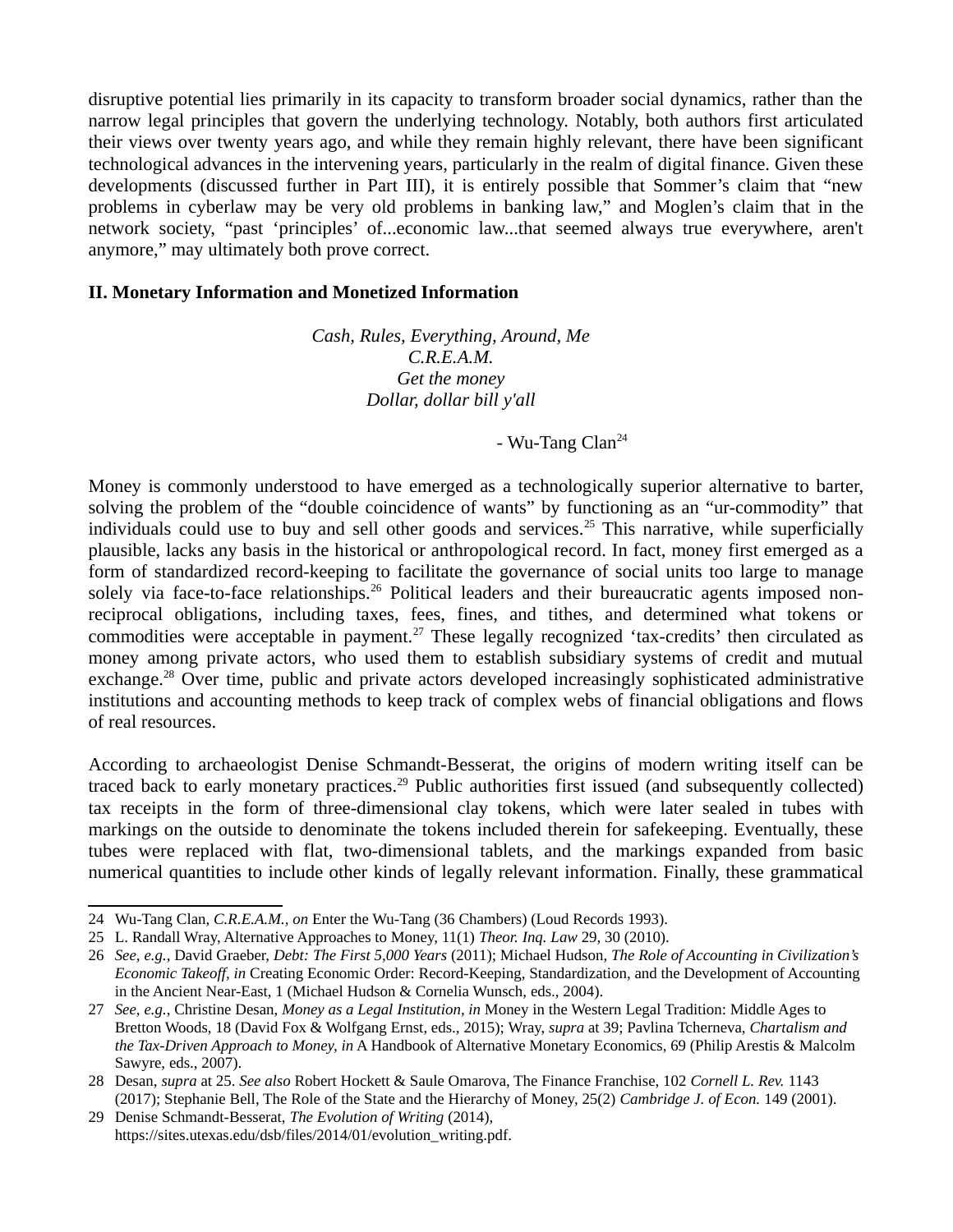disruptive potential lies primarily in its capacity to transform broader social dynamics, rather than the narrow legal principles that govern the underlying technology. Notably, both authors first articulated their views over twenty years ago, and while they remain highly relevant, there have been significant technological advances in the intervening years, particularly in the realm of digital finance. Given these developments (discussed further in Part III), it is entirely possible that Sommer's claim that "new problems in cyberlaw may be very old problems in banking law," and Moglen's claim that in the network society, "past 'principles' of...economic law...that seemed always true everywhere, aren't anymore," may ultimately both prove correct.

## II. Monetary Information and Monetized Information

*Cash, Rules, Everything, Around, Me*
*C.R.E.A.M.*
*Get the money*
*Dollar, dollar bill y'all*

- Wu-Tang Clan[24]

Money is commonly understood to have emerged as a technologically superior alternative to barter, solving the problem of the "double coincidence of wants" by functioning as an "ur-commodity" that individuals could use to buy and sell other goods and services.[25] This narrative, while superficially plausible, lacks any basis in the historical or anthropological record. In fact, money first emerged as a form of standardized record-keeping to facilitate the governance of social units too large to manage solely via face-to-face relationships.[26] Political leaders and their bureaucratic agents imposed non-reciprocal obligations, including taxes, fees, fines, and tithes, and determined what tokens or commodities were acceptable in payment.[27] These legally recognized 'tax-credits' then circulated as money among private actors, who used them to establish subsidiary systems of credit and mutual exchange.[28] Over time, public and private actors developed increasingly sophisticated administrative institutions and accounting methods to keep track of complex webs of financial obligations and flows of real resources.

According to archaeologist Denise Schmandt-Besserat, the origins of modern writing itself can be traced back to early monetary practices.[29] Public authorities first issued (and subsequently collected) tax receipts in the form of three-dimensional clay tokens, which were later sealed in tubes with markings on the outside to denominate the tokens included therein for safekeeping. Eventually, these tubes were replaced with flat, two-dimensional tablets, and the markings expanded from basic numerical quantities to include other kinds of legally relevant information. Finally, these grammatical

---

24 Wu-Tang Clan, *C.R.E.A.M.*, *on* Enter the Wu-Tang (36 Chambers) (Loud Records 1993).

25 L. Randall Wray, Alternative Approaches to Money, 11(1) *Theor. Inq. Law* 29, 30 (2010).

26 *See, e.g.*, David Graeber, *Debt: The First 5,000 Years* (2011); Michael Hudson, *The Role of Accounting in Civilization's Economic Takeoff*, *in* Creating Economic Order: Record-Keeping, Standardization, and the Development of Accounting in the Ancient Near-East, 1 (Michael Hudson & Cornelia Wunsch, eds., 2004).

27 *See, e.g.*, Christine Desan, *Money as a Legal Institution*, *in* Money in the Western Legal Tradition: Middle Ages to Bretton Woods, 18 (David Fox & Wolfgang Ernst, eds., 2015); Wray, *supra* at 39; Pavlina Tcherneva, *Chartalism and the Tax-Driven Approach to Money*, *in* A Handbook of Alternative Monetary Economics, 69 (Philip Arestis & Malcolm Sawyre, eds., 2007).

28 Desan, *supra* at 25. *See also* Robert Hockett & Saule Omarova, The Finance Franchise, 102 *Cornell L. Rev.* 1143 (2017); Stephanie Bell, The Role of the State and the Hierarchy of Money, 25(2) *Cambridge J. of Econ.* 149 (2001).

29 Denise Schmandt-Besserat, *The Evolution of Writing* (2014), https://sites.utexas.edu/dsb/files/2014/01/evolution_writing.pdf.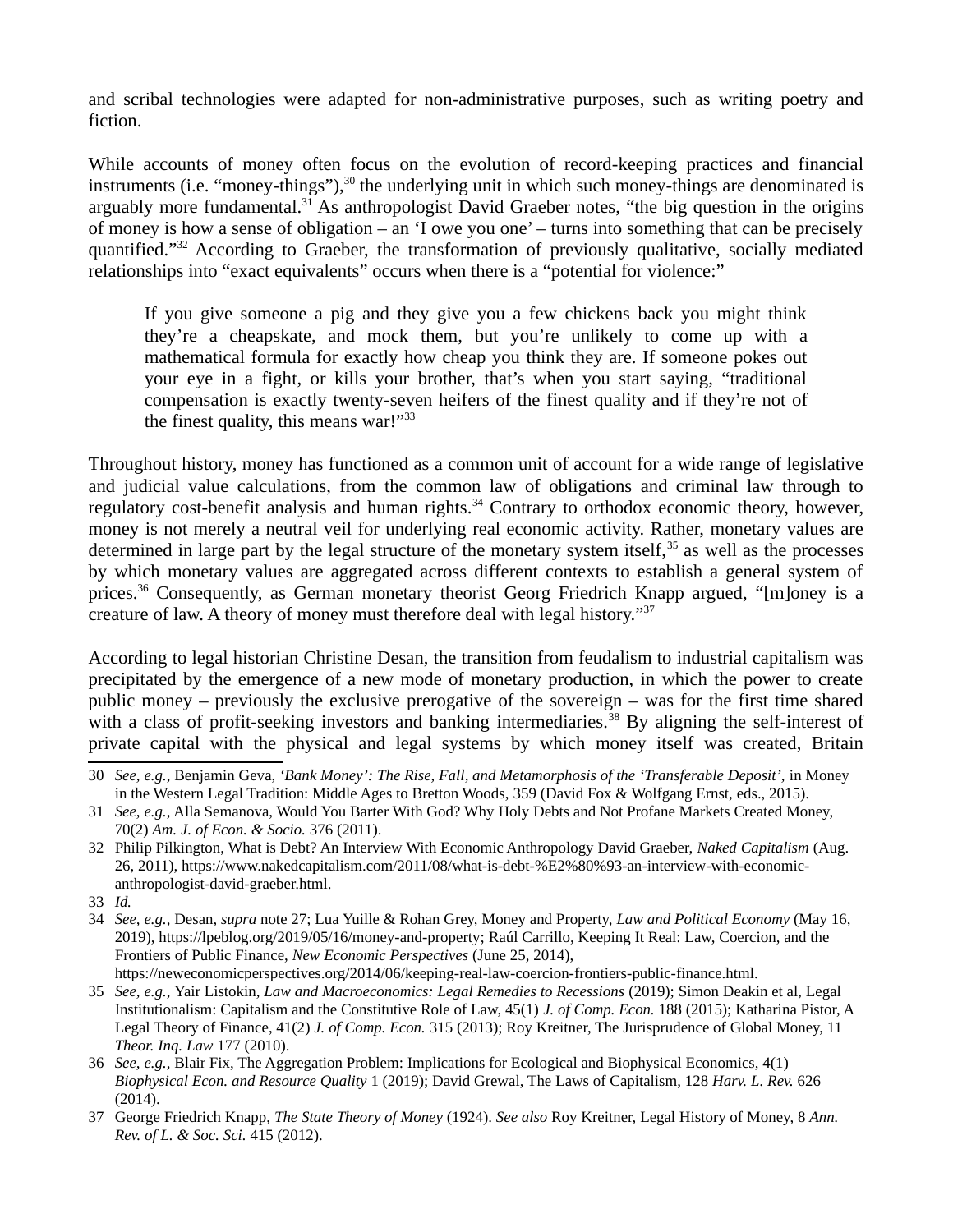and scribal technologies were adapted for non-administrative purposes, such as writing poetry and fiction.

While accounts of money often focus on the evolution of record-keeping practices and financial instruments (i.e. "money-things"),[30] the underlying unit in which such money-things are denominated is arguably more fundamental.[31] As anthropologist David Graeber notes, "the big question in the origins of money is how a sense of obligation – an 'I owe you one' – turns into something that can be precisely quantified."[32] According to Graeber, the transformation of previously qualitative, socially mediated relationships into "exact equivalents" occurs when there is a "potential for violence:"

> If you give someone a pig and they give you a few chickens back you might think they're a cheapskate, and mock them, but you're unlikely to come up with a mathematical formula for exactly how cheap you think they are. If someone pokes out your eye in a fight, or kills your brother, that's when you start saying, "traditional compensation is exactly twenty-seven heifers of the finest quality and if they're not of the finest quality, this means war!"[33]

Throughout history, money has functioned as a common unit of account for a wide range of legislative and judicial value calculations, from the common law of obligations and criminal law through to regulatory cost-benefit analysis and human rights.[34] Contrary to orthodox economic theory, however, money is not merely a neutral veil for underlying real economic activity. Rather, monetary values are determined in large part by the legal structure of the monetary system itself,[35] as well as the processes by which monetary values are aggregated across different contexts to establish a general system of prices.[36] Consequently, as German monetary theorist Georg Friedrich Knapp argued, "[m]oney is a creature of law. A theory of money must therefore deal with legal history."[37]

According to legal historian Christine Desan, the transition from feudalism to industrial capitalism was precipitated by the emergence of a new mode of monetary production, in which the power to create public money – previously the exclusive prerogative of the sovereign – was for the first time shared with a class of profit-seeking investors and banking intermediaries.[38] By aligning the self-interest of private capital with the physical and legal systems by which money itself was created, Britain

---

30 *See, e.g.*, Benjamin Geva, *'Bank Money': The Rise, Fall, and Metamorphosis of the 'Transferable Deposit'*, in Money in the Western Legal Tradition: Middle Ages to Bretton Woods, 359 (David Fox & Wolfgang Ernst, eds., 2015).

31 *See, e.g.*, Alla Semanova, Would You Barter With God? Why Holy Debts and Not Profane Markets Created Money, 70(2) *Am. J. of Econ. & Socio.* 376 (2011).

32 Philip Pilkington, What is Debt? An Interview With Economic Anthropology David Graeber, *Naked Capitalism* (Aug. 26, 2011), https://www.nakedcapitalism.com/2011/08/what-is-debt-%E2%80%93-an-interview-with-economic-anthropologist-david-graeber.html.

33 *Id.*

34 *See, e.g.*, Desan, *supra* note 27; Lua Yuille & Rohan Grey, Money and Property, *Law and Political Economy* (May 16, 2019), https://lpeblog.org/2019/05/16/money-and-property; Raúl Carrillo, Keeping It Real: Law, Coercion, and the Frontiers of Public Finance, *New Economic Perspectives* (June 25, 2014), https://neweconomicperspectives.org/2014/06/keeping-real-law-coercion-frontiers-public-finance.html.

35 *See, e.g.*, Yair Listokin, *Law and Macroeconomics: Legal Remedies to Recessions* (2019); Simon Deakin et al, Legal Institutionalism: Capitalism and the Constitutive Role of Law, 45(1) *J. of Comp. Econ.* 188 (2015); Katharina Pistor, A Legal Theory of Finance, 41(2) *J. of Comp. Econ.* 315 (2013); Roy Kreitner, The Jurisprudence of Global Money, 11 *Theor. Inq. Law* 177 (2010).

36 *See, e.g.*, Blair Fix, The Aggregation Problem: Implications for Ecological and Biophysical Economics, 4(1) *Biophysical Econ. and Resource Quality* 1 (2019); David Grewal, The Laws of Capitalism, 128 *Harv. L. Rev.* 626 (2014).

37 George Friedrich Knapp, *The State Theory of Money* (1924). *See also* Roy Kreitner, Legal History of Money, 8 *Ann. Rev. of L. & Soc. Sci.* 415 (2012).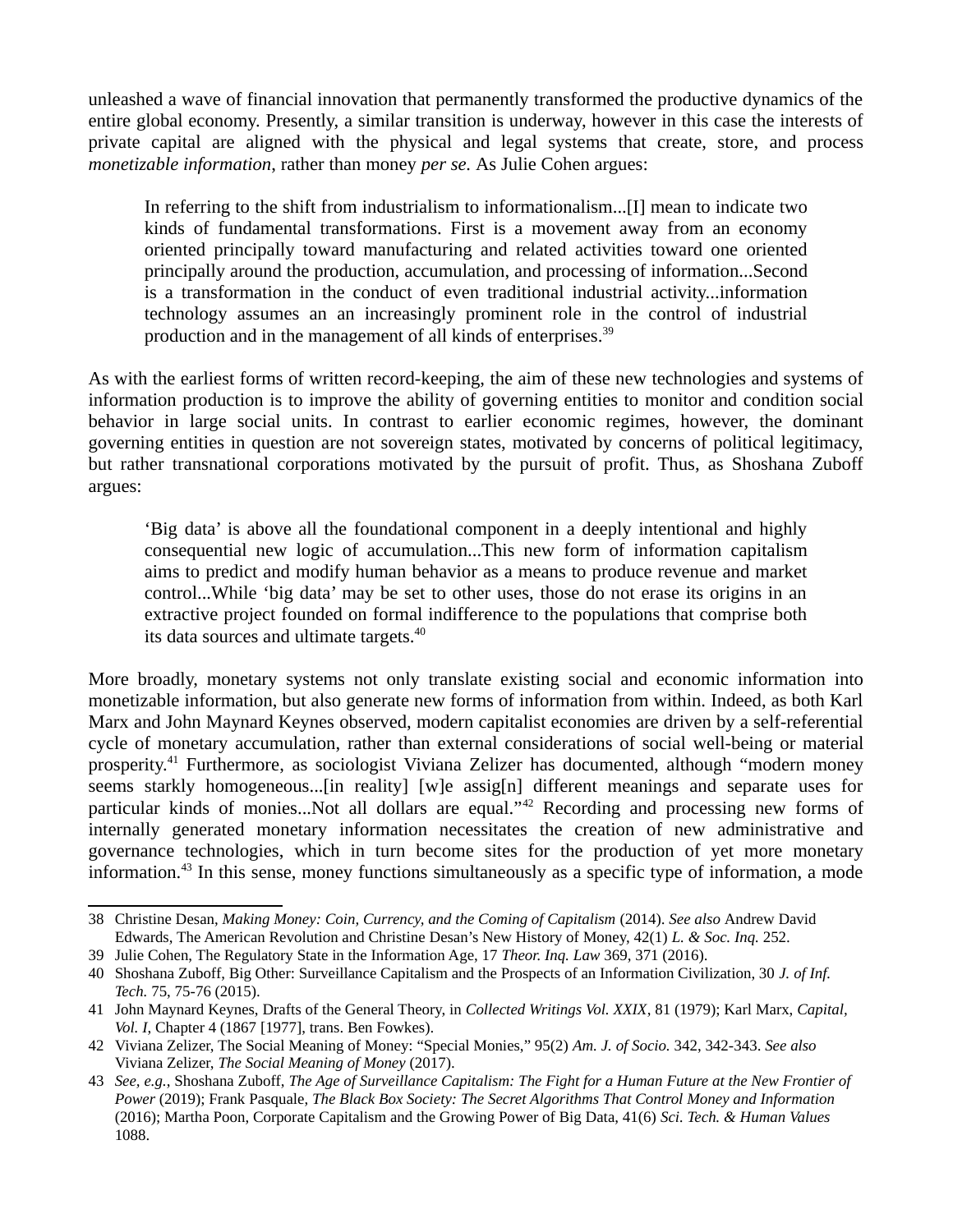unleashed a wave of financial innovation that permanently transformed the productive dynamics of the entire global economy. Presently, a similar transition is underway, however in this case the interests of private capital are aligned with the physical and legal systems that create, store, and process *monetizable information*, rather than money *per se.* As Julie Cohen argues:

> In referring to the shift from industrialism to informationalism...[I] mean to indicate two kinds of fundamental transformations. First is a movement away from an economy oriented principally toward manufacturing and related activities toward one oriented principally around the production, accumulation, and processing of information...Second is a transformation in the conduct of even traditional industrial activity...information technology assumes an an increasingly prominent role in the control of industrial production and in the management of all kinds of enterprises.[39]

As with the earliest forms of written record-keeping, the aim of these new technologies and systems of information production is to improve the ability of governing entities to monitor and condition social behavior in large social units. In contrast to earlier economic regimes, however, the dominant governing entities in question are not sovereign states, motivated by concerns of political legitimacy, but rather transnational corporations motivated by the pursuit of profit. Thus, as Shoshana Zuboff argues:

> 'Big data' is above all the foundational component in a deeply intentional and highly consequential new logic of accumulation...This new form of information capitalism aims to predict and modify human behavior as a means to produce revenue and market control...While 'big data' may be set to other uses, those do not erase its origins in an extractive project founded on formal indifference to the populations that comprise both its data sources and ultimate targets.[40]

More broadly, monetary systems not only translate existing social and economic information into monetizable information, but also generate new forms of information from within. Indeed, as both Karl Marx and John Maynard Keynes observed, modern capitalist economies are driven by a self-referential cycle of monetary accumulation, rather than external considerations of social well-being or material prosperity.[41] Furthermore, as sociologist Viviana Zelizer has documented, although "modern money seems starkly homogeneous...[in reality] [w]e assig[n] different meanings and separate uses for particular kinds of monies...Not all dollars are equal."[42] Recording and processing new forms of internally generated monetary information necessitates the creation of new administrative and governance technologies, which in turn become sites for the production of yet more monetary information.[43] In this sense, money functions simultaneously as a specific type of information, a mode

---

38 Christine Desan, *Making Money: Coin, Currency, and the Coming of Capitalism* (2014). *See also* Andrew David Edwards, The American Revolution and Christine Desan's New History of Money, 42(1) *L. & Soc. Inq.* 252.

39 Julie Cohen, The Regulatory State in the Information Age, 17 *Theor. Inq. Law* 369, 371 (2016).

40 Shoshana Zuboff, Big Other: Surveillance Capitalism and the Prospects of an Information Civilization, 30 *J. of Inf. Tech.* 75, 75-76 (2015).

41 John Maynard Keynes, Drafts of the General Theory, in *Collected Writings Vol. XXIX*, 81 (1979); Karl Marx, *Capital, Vol. I*, Chapter 4 (1867 [1977], trans. Ben Fowkes).

42 Viviana Zelizer, The Social Meaning of Money: "Special Monies," 95(2) *Am. J. of Socio.* 342, 342-343. *See also* Viviana Zelizer, *The Social Meaning of Money* (2017).

43 *See, e.g.*, Shoshana Zuboff, *The Age of Surveillance Capitalism: The Fight for a Human Future at the New Frontier of Power* (2019); Frank Pasquale, *The Black Box Society: The Secret Algorithms That Control Money and Information* (2016); Martha Poon, Corporate Capitalism and the Growing Power of Big Data, 41(6) *Sci. Tech. & Human Values* 1088.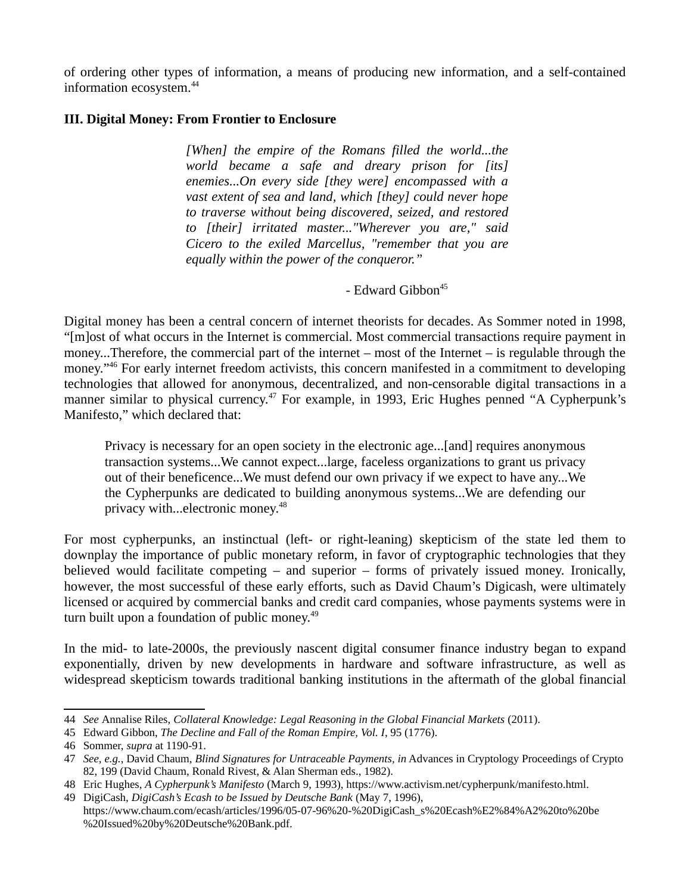of ordering other types of information, a means of producing new information, and a self-contained information ecosystem.[44]

## III. Digital Money: From Frontier to Enclosure

> *[When] the empire of the Romans filled the world...the world became a safe and dreary prison for [its] enemies...On every side [they were] encompassed with a vast extent of sea and land, which [they] could never hope to traverse without being discovered, seized, and restored to [their] irritated master..."Wherever you are," said Cicero to the exiled Marcellus, "remember that you are equally within the power of the conqueror."*
>
> - Edward Gibbon[45]

Digital money has been a central concern of internet theorists for decades. As Sommer noted in 1998, "[m]ost of what occurs in the Internet is commercial. Most commercial transactions require payment in money...Therefore, the commercial part of the internet – most of the Internet – is regulable through the money."[46] For early internet freedom activists, this concern manifested in a commitment to developing technologies that allowed for anonymous, decentralized, and non-censorable digital transactions in a manner similar to physical currency.[47] For example, in 1993, Eric Hughes penned "A Cypherpunk's Manifesto," which declared that:

> Privacy is necessary for an open society in the electronic age...[and] requires anonymous transaction systems...We cannot expect...large, faceless organizations to grant us privacy out of their beneficence...We must defend our own privacy if we expect to have any...We the Cypherpunks are dedicated to building anonymous systems...We are defending our privacy with...electronic money.[48]

For most cypherpunks, an instinctual (left- or right-leaning) skepticism of the state led them to downplay the importance of public monetary reform, in favor of cryptographic technologies that they believed would facilitate competing – and superior – forms of privately issued money. Ironically, however, the most successful of these early efforts, such as David Chaum's Digicash, were ultimately licensed or acquired by commercial banks and credit card companies, whose payments systems were in turn built upon a foundation of public money.[49]

In the mid- to late-2000s, the previously nascent digital consumer finance industry began to expand exponentially, driven by new developments in hardware and software infrastructure, as well as widespread skepticism towards traditional banking institutions in the aftermath of the global financial

---

44 *See* Annalise Riles, *Collateral Knowledge: Legal Reasoning in the Global Financial Markets* (2011).

45 Edward Gibbon, *The Decline and Fall of the Roman Empire, Vol. I*, 95 (1776).

46 Sommer, *supra* at 1190-91.

47 *See, e.g.*, David Chaum, *Blind Signatures for Untraceable Payments*, *in* Advances in Cryptology Proceedings of Crypto 82, 199 (David Chaum, Ronald Rivest, & Alan Sherman eds., 1982).

48 Eric Hughes, *A Cypherpunk's Manifesto* (March 9, 1993), https://www.activism.net/cypherpunk/manifesto.html.

49 DigiCash, *DigiCash's Ecash to be Issued by Deutsche Bank* (May 7, 1996), https://www.chaum.com/ecash/articles/1996/05-07-96%20-%20DigiCash_s%20Ecash%E2%84%A2%20to%20be%20Issued%20by%20Deutsche%20Bank.pdf.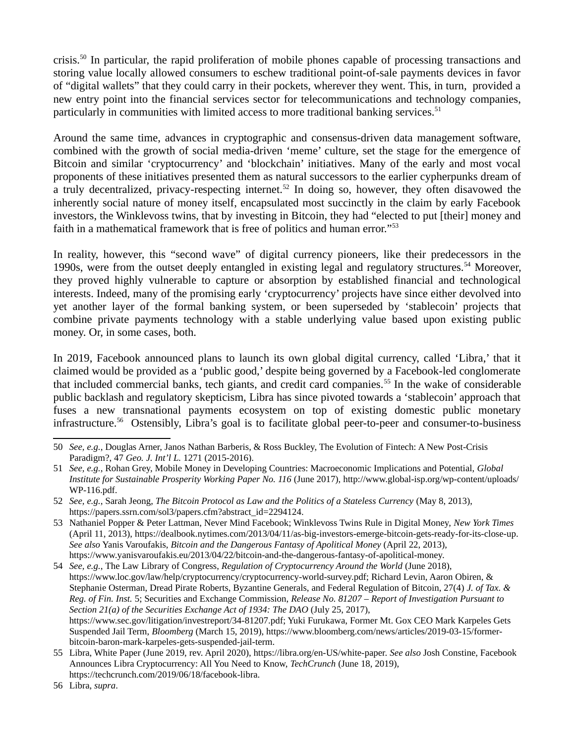crisis.[50] In particular, the rapid proliferation of mobile phones capable of processing transactions and storing value locally allowed consumers to eschew traditional point-of-sale payments devices in favor of "digital wallets" that they could carry in their pockets, wherever they went. This, in turn, provided a new entry point into the financial services sector for telecommunications and technology companies, particularly in communities with limited access to more traditional banking services.[51]

Around the same time, advances in cryptographic and consensus-driven data management software, combined with the growth of social media-driven 'meme' culture, set the stage for the emergence of Bitcoin and similar 'cryptocurrency' and 'blockchain' initiatives. Many of the early and most vocal proponents of these initiatives presented them as natural successors to the earlier cypherpunks dream of a truly decentralized, privacy-respecting internet.[52] In doing so, however, they often disavowed the inherently social nature of money itself, encapsulated most succinctly in the claim by early Facebook investors, the Winklevoss twins, that by investing in Bitcoin, they had "elected to put [their] money and faith in a mathematical framework that is free of politics and human error."[53]

In reality, however, this "second wave" of digital currency pioneers, like their predecessors in the 1990s, were from the outset deeply entangled in existing legal and regulatory structures.[54] Moreover, they proved highly vulnerable to capture or absorption by established financial and technological interests. Indeed, many of the promising early 'cryptocurrency' projects have since either devolved into yet another layer of the formal banking system, or been superseded by 'stablecoin' projects that combine private payments technology with a stable underlying value based upon existing public money. Or, in some cases, both.

In 2019, Facebook announced plans to launch its own global digital currency, called 'Libra,' that it claimed would be provided as a 'public good,' despite being governed by a Facebook-led conglomerate that included commercial banks, tech giants, and credit card companies.[55] In the wake of considerable public backlash and regulatory skepticism, Libra has since pivoted towards a 'stablecoin' approach that fuses a new transnational payments ecosystem on top of existing domestic public monetary infrastructure.[56] Ostensibly, Libra's goal is to facilitate global peer-to-peer and consumer-to-business

---

50 *See, e.g.*, Douglas Arner, Janos Nathan Barberis, & Ross Buckley, The Evolution of Fintech: A New Post-Crisis Paradigm?, 47 *Geo. J. Int'l L.* 1271 (2015-2016).

51 *See, e.g.*, Rohan Grey, Mobile Money in Developing Countries: Macroeconomic Implications and Potential, *Global Institute for Sustainable Prosperity Working Paper No. 116* (June 2017), http://www.global-isp.org/wp-content/uploads/WP-116.pdf.

52 *See, e.g.*, Sarah Jeong, *The Bitcoin Protocol as Law and the Politics of a Stateless Currency* (May 8, 2013), https://papers.ssrn.com/sol3/papers.cfm?abstract_id=2294124.

53 Nathaniel Popper & Peter Lattman, Never Mind Facebook; Winklevoss Twins Rule in Digital Money, *New York Times* (April 11, 2013), https://dealbook.nytimes.com/2013/04/11/as-big-investors-emerge-bitcoin-gets-ready-for-its-close-up. *See also* Yanis Varoufakis, *Bitcoin and the Dangerous Fantasy of Apolitical Money* (April 22, 2013), https://www.yanisvaroufakis.eu/2013/04/22/bitcoin-and-the-dangerous-fantasy-of-apolitical-money.

54 *See, e.g.*, The Law Library of Congress, *Regulation of Cryptocurrency Around the World* (June 2018), https://www.loc.gov/law/help/cryptocurrency/cryptocurrency-world-survey.pdf; Richard Levin, Aaron Obiren, & Stephanie Osterman, Dread Pirate Roberts, Byzantine Generals, and Federal Regulation of Bitcoin, 27(4) *J. of Tax. & Reg. of Fin. Inst.* 5; Securities and Exchange Commission, *Release No. 81207 – Report of Investigation Pursuant to Section 21(a) of the Securities Exchange Act of 1934: The DAO* (July 25, 2017), https://www.sec.gov/litigation/investreport/34-81207.pdf; Yuki Furukawa, Former Mt. Gox CEO Mark Karpeles Gets Suspended Jail Term, *Bloomberg* (March 15, 2019), https://www.bloomberg.com/news/articles/2019-03-15/former-bitcoin-baron-mark-karpeles-gets-suspended-jail-term.

55 Libra, White Paper (June 2019, rev. April 2020), https://libra.org/en-US/white-paper. *See also* Josh Constine, Facebook Announces Libra Cryptocurrency: All You Need to Know, *TechCrunch* (June 18, 2019), https://techcrunch.com/2019/06/18/facebook-libra.

56 Libra, *supra*.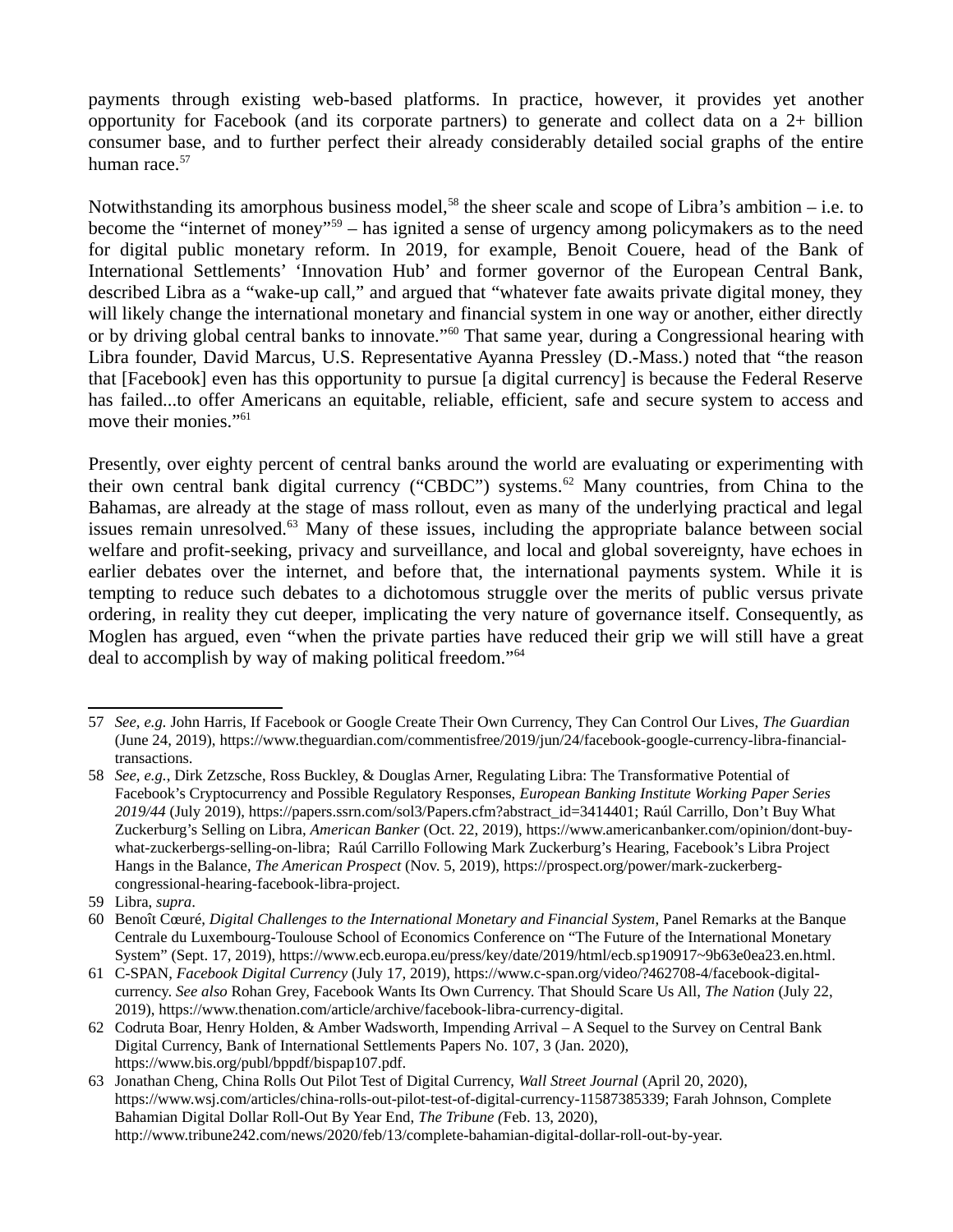payments through existing web-based platforms. In practice, however, it provides yet another opportunity for Facebook (and its corporate partners) to generate and collect data on a 2+ billion consumer base, and to further perfect their already considerably detailed social graphs of the entire human race.[57]

Notwithstanding its amorphous business model,[58] the sheer scale and scope of Libra's ambition – i.e. to become the "internet of money"[59] – has ignited a sense of urgency among policymakers as to the need for digital public monetary reform. In 2019, for example, Benoit Couere, head of the Bank of International Settlements' 'Innovation Hub' and former governor of the European Central Bank, described Libra as a "wake-up call," and argued that "whatever fate awaits private digital money, they will likely change the international monetary and financial system in one way or another, either directly or by driving global central banks to innovate."[60] That same year, during a Congressional hearing with Libra founder, David Marcus, U.S. Representative Ayanna Pressley (D.-Mass.) noted that "the reason that [Facebook] even has this opportunity to pursue [a digital currency] is because the Federal Reserve has failed...to offer Americans an equitable, reliable, efficient, safe and secure system to access and move their monies."[61]

Presently, over eighty percent of central banks around the world are evaluating or experimenting with their own central bank digital currency ("CBDC") systems.[62] Many countries, from China to the Bahamas, are already at the stage of mass rollout, even as many of the underlying practical and legal issues remain unresolved.[63] Many of these issues, including the appropriate balance between social welfare and profit-seeking, privacy and surveillance, and local and global sovereignty, have echoes in earlier debates over the internet, and before that, the international payments system. While it is tempting to reduce such debates to a dichotomous struggle over the merits of public versus private ordering, in reality they cut deeper, implicating the very nature of governance itself. Consequently, as Moglen has argued, even "when the private parties have reduced their grip we will still have a great deal to accomplish by way of making political freedom."[64]

---

57 *See, e.g.* John Harris, If Facebook or Google Create Their Own Currency, They Can Control Our Lives, *The Guardian* (June 24, 2019), https://www.theguardian.com/commentisfree/2019/jun/24/facebook-google-currency-libra-financial-transactions.

58 *See, e.g.*, Dirk Zetzsche, Ross Buckley, & Douglas Arner, Regulating Libra: The Transformative Potential of Facebook's Cryptocurrency and Possible Regulatory Responses, *European Banking Institute Working Paper Series 2019/44* (July 2019), https://papers.ssrn.com/sol3/Papers.cfm?abstract_id=3414401; Raúl Carrillo, Don't Buy What Zuckerburg's Selling on Libra, *American Banker* (Oct. 22, 2019), https://www.americanbanker.com/opinion/dont-buy-what-zuckerbergs-selling-on-libra; Raúl Carrillo Following Mark Zuckerburg's Hearing, Facebook's Libra Project Hangs in the Balance, *The American Prospect* (Nov. 5, 2019), https://prospect.org/power/mark-zuckerberg-congressional-hearing-facebook-libra-project.

59 Libra, *supra*.

60 Benoît Cœuré, *Digital Challenges to the International Monetary and Financial System*, Panel Remarks at the Banque Centrale du Luxembourg-Toulouse School of Economics Conference on "The Future of the International Monetary System" (Sept. 17, 2019), https://www.ecb.europa.eu/press/key/date/2019/html/ecb.sp190917~9b63e0ea23.en.html.

61 C-SPAN, *Facebook Digital Currency* (July 17, 2019), https://www.c-span.org/video/?462708-4/facebook-digital-currency. *See also* Rohan Grey, Facebook Wants Its Own Currency. That Should Scare Us All, *The Nation* (July 22, 2019), https://www.thenation.com/article/archive/facebook-libra-currency-digital.

62 Codruta Boar, Henry Holden, & Amber Wadsworth, Impending Arrival – A Sequel to the Survey on Central Bank Digital Currency, Bank of International Settlements Papers No. 107, 3 (Jan. 2020), https://www.bis.org/publ/bppdf/bispap107.pdf.

63 Jonathan Cheng, China Rolls Out Pilot Test of Digital Currency, *Wall Street Journal* (April 20, 2020), https://www.wsj.com/articles/china-rolls-out-pilot-test-of-digital-currency-11587385339; Farah Johnson, Complete Bahamian Digital Dollar Roll-Out By Year End, *The Tribune (*Feb. 13, 2020), http://www.tribune242.com/news/2020/feb/13/complete-bahamian-digital-dollar-roll-out-by-year.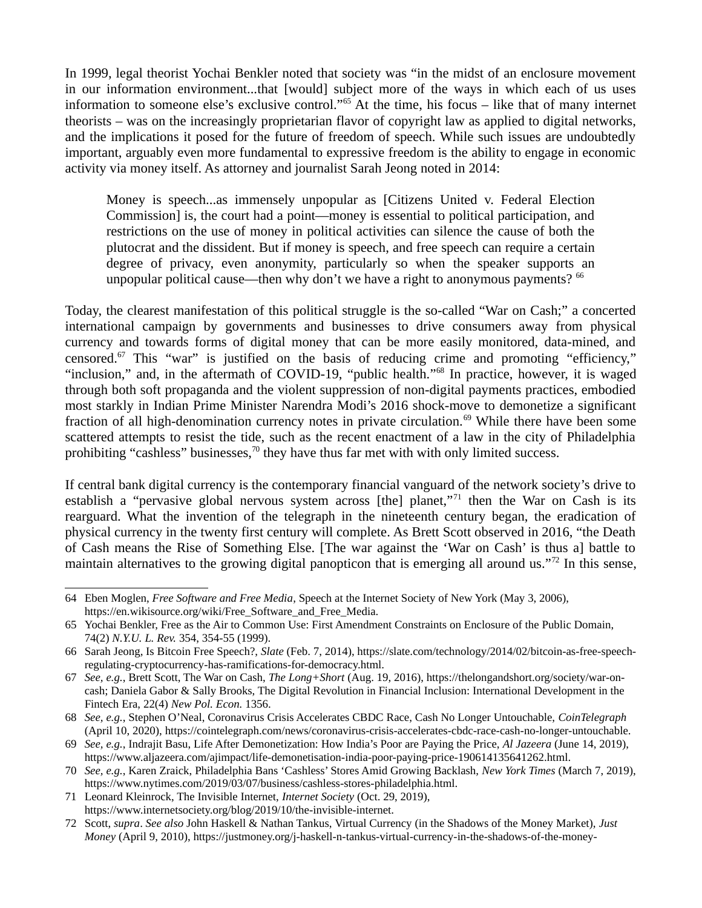In 1999, legal theorist Yochai Benkler noted that society was "in the midst of an enclosure movement in our information environment...that [would] subject more of the ways in which each of us uses information to someone else's exclusive control."[65] At the time, his focus – like that of many internet theorists – was on the increasingly proprietarian flavor of copyright law as applied to digital networks, and the implications it posed for the future of freedom of speech. While such issues are undoubtedly important, arguably even more fundamental to expressive freedom is the ability to engage in economic activity via money itself. As attorney and journalist Sarah Jeong noted in 2014:

> Money is speech...as immensely unpopular as [Citizens United v. Federal Election Commission] is, the court had a point—money is essential to political participation, and restrictions on the use of money in political activities can silence the cause of both the plutocrat and the dissident. But if money is speech, and free speech can require a certain degree of privacy, even anonymity, particularly so when the speaker supports an unpopular political cause—then why don't we have a right to anonymous payments? [66]

Today, the clearest manifestation of this political struggle is the so-called "War on Cash;" a concerted international campaign by governments and businesses to drive consumers away from physical currency and towards forms of digital money that can be more easily monitored, data-mined, and censored.[67] This "war" is justified on the basis of reducing crime and promoting "efficiency," "inclusion," and, in the aftermath of COVID-19, "public health."[68] In practice, however, it is waged through both soft propaganda and the violent suppression of non-digital payments practices, embodied most starkly in Indian Prime Minister Narendra Modi's 2016 shock-move to demonetize a significant fraction of all high-denomination currency notes in private circulation.[69] While there have been some scattered attempts to resist the tide, such as the recent enactment of a law in the city of Philadelphia prohibiting "cashless" businesses,[70] they have thus far met with with only limited success.

If central bank digital currency is the contemporary financial vanguard of the network society's drive to establish a "pervasive global nervous system across [the] planet,"[71] then the War on Cash is its rearguard. What the invention of the telegraph in the nineteenth century began, the eradication of physical currency in the twenty first century will complete. As Brett Scott observed in 2016, "the Death of Cash means the Rise of Something Else. [The war against the 'War on Cash' is thus a] battle to maintain alternatives to the growing digital panopticon that is emerging all around us."[72] In this sense,

---

64 Eben Moglen, *Free Software and Free Media*, Speech at the Internet Society of New York (May 3, 2006), https://en.wikisource.org/wiki/Free_Software_and_Free_Media.

65 Yochai Benkler, Free as the Air to Common Use: First Amendment Constraints on Enclosure of the Public Domain, 74(2) *N.Y.U. L. Rev.* 354, 354-55 (1999).

66 Sarah Jeong, Is Bitcoin Free Speech?, *Slate* (Feb. 7, 2014), https://slate.com/technology/2014/02/bitcoin-as-free-speech-regulating-cryptocurrency-has-ramifications-for-democracy.html.

67 *See, e.g.*, Brett Scott, The War on Cash, *The Long+Short* (Aug. 19, 2016), https://thelongandshort.org/society/war-on-cash; Daniela Gabor & Sally Brooks, The Digital Revolution in Financial Inclusion: International Development in the Fintech Era, 22(4) *New Pol. Econ.* 1356.

68 *See, e.g.*, Stephen O'Neal, Coronavirus Crisis Accelerates CBDC Race, Cash No Longer Untouchable, *CoinTelegraph* (April 10, 2020), https://cointelegraph.com/news/coronavirus-crisis-accelerates-cbdc-race-cash-no-longer-untouchable.

69 *See, e.g.*, Indrajit Basu, Life After Demonetization: How India's Poor are Paying the Price, *Al Jazeera* (June 14, 2019), https://www.aljazeera.com/ajimpact/life-demonetisation-india-poor-paying-price-190614135641262.html.

70 *See, e.g.*, Karen Zraick, Philadelphia Bans 'Cashless' Stores Amid Growing Backlash, *New York Times* (March 7, 2019), https://www.nytimes.com/2019/03/07/business/cashless-stores-philadelphia.html.

71 Leonard Kleinrock, The Invisible Internet, *Internet Society* (Oct. 29, 2019), https://www.internetsociety.org/blog/2019/10/the-invisible-internet.

72 Scott, *supra*. *See also* John Haskell & Nathan Tankus, Virtual Currency (in the Shadows of the Money Market), *Just Money* (April 9, 2010), https://justmoney.org/j-haskell-n-tankus-virtual-currency-in-the-shadows-of-the-money-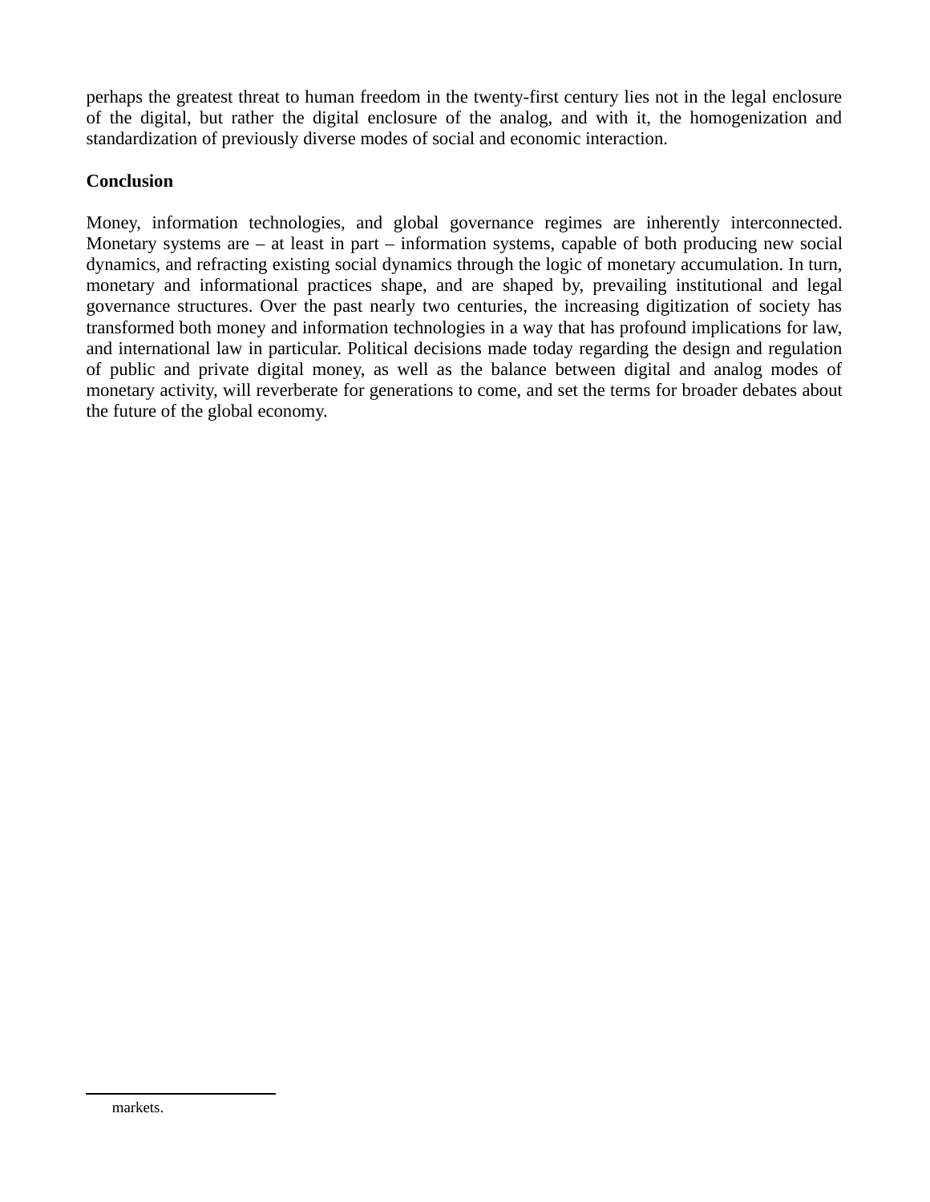perhaps the greatest threat to human freedom in the twenty-first century lies not in the legal enclosure of the digital, but rather the digital enclosure of the analog, and with it, the homogenization and standardization of previously diverse modes of social and economic interaction.

## Conclusion

Money, information technologies, and global governance regimes are inherently interconnected. Monetary systems are – at least in part – information systems, capable of both producing new social dynamics, and refracting existing social dynamics through the logic of monetary accumulation. In turn, monetary and informational practices shape, and are shaped by, prevailing institutional and legal governance structures. Over the past nearly two centuries, the increasing digitization of society has transformed both money and information technologies in a way that has profound implications for law, and international law in particular. Political decisions made today regarding the design and regulation of public and private digital money, as well as the balance between digital and analog modes of monetary activity, will reverberate for generations to come, and set the terms for broader debates about the future of the global economy.

---

markets.